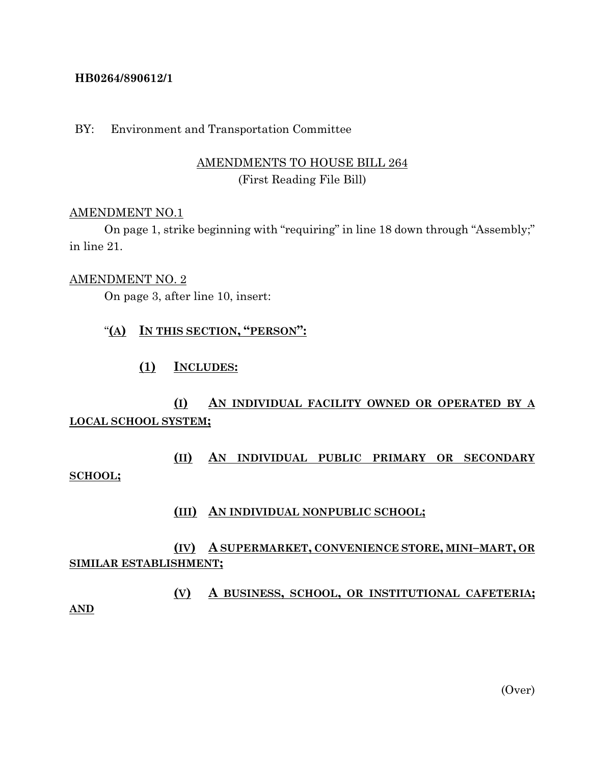**HB0264/890612/1**

BY: Environment and Transportation Committee

AMENDMENTS TO HOUSE BILL 264
(First Reading File Bill)

AMENDMENT NO.1

On page 1, strike beginning with "requiring" in line 18 down through "Assembly;" in line 21.

AMENDMENT NO. 2

On page 3, after line 10, insert:

"**(A) IN THIS SECTION, "PERSON":**

**(1) INCLUDES:**

**(I) AN INDIVIDUAL FACILITY OWNED OR OPERATED BY A LOCAL SCHOOL SYSTEM;**

**(II) AN INDIVIDUAL PUBLIC PRIMARY OR SECONDARY SCHOOL;**

**(III) AN INDIVIDUAL NONPUBLIC SCHOOL;**

**(IV) A SUPERMARKET, CONVENIENCE STORE, MINI–MART, OR SIMILAR ESTABLISHMENT;**

**(V) A BUSINESS, SCHOOL, OR INSTITUTIONAL CAFETERIA; AND**

(Over)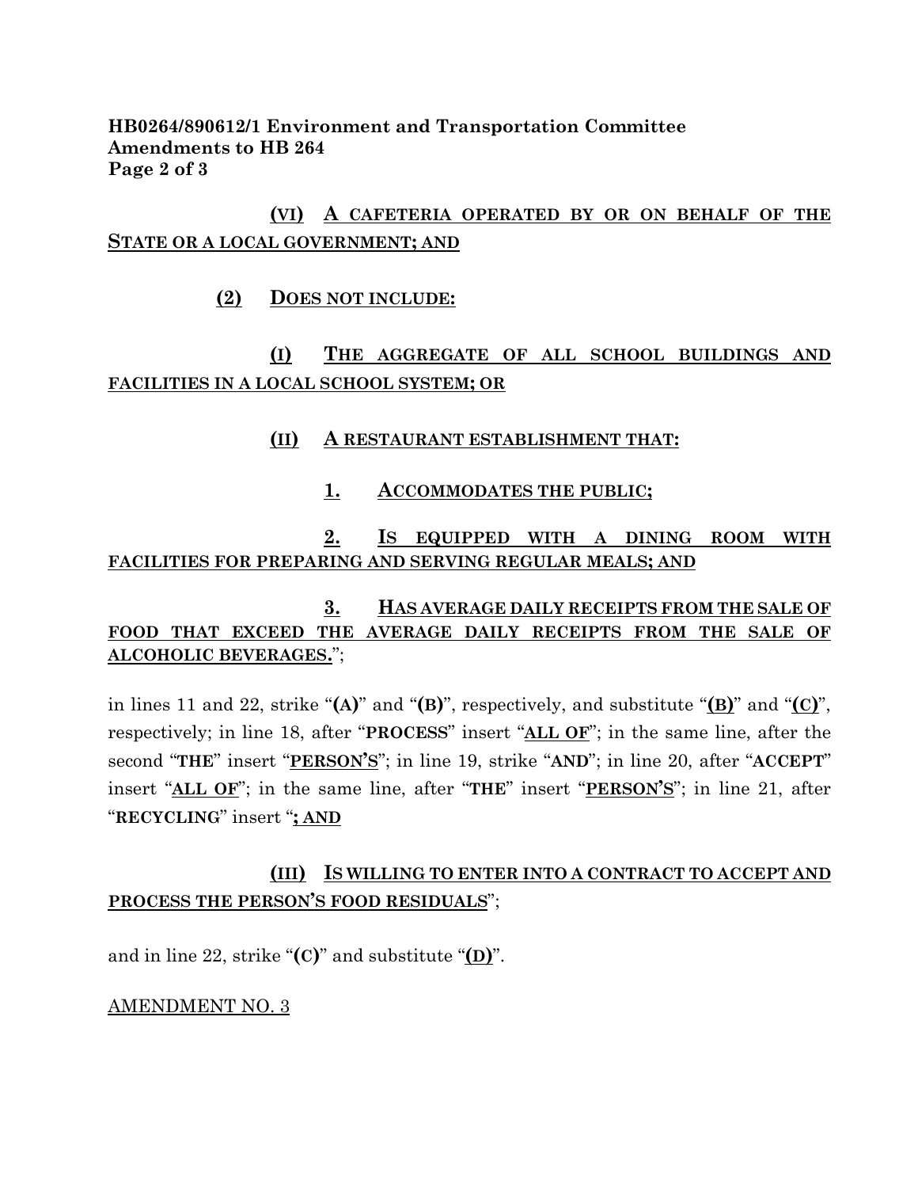(VI) A CAFETERIA OPERATED BY OR ON BEHALF OF THE STATE OR A LOCAL GOVERNMENT; AND

(2) DOES NOT INCLUDE:

(I) THE AGGREGATE OF ALL SCHOOL BUILDINGS AND FACILITIES IN A LOCAL SCHOOL SYSTEM; OR

(II) A RESTAURANT ESTABLISHMENT THAT:

1. ACCOMMODATES THE PUBLIC;

2. IS EQUIPPED WITH A DINING ROOM WITH FACILITIES FOR PREPARING AND SERVING REGULAR MEALS; AND

3. HAS AVERAGE DAILY RECEIPTS FROM THE SALE OF FOOD THAT EXCEED THE AVERAGE DAILY RECEIPTS FROM THE SALE OF ALCOHOLIC BEVERAGES.";

in lines 11 and 22, strike "**(A)**" and "**(B)**", respectively, and substitute "**(B)**" and "**(C)**", respectively; in line 18, after "**PROCESS**" insert "**ALL OF**"; in the same line, after the second "**THE**" insert "**PERSON'S**"; in line 19, strike "**AND**"; in line 20, after "**ACCEPT**" insert "**ALL OF**"; in the same line, after "**THE**" insert "**PERSON'S**"; in line 21, after "**RECYCLING**" insert "**; AND**

**(III) IS WILLING TO ENTER INTO A CONTRACT TO ACCEPT AND PROCESS THE PERSON'S FOOD RESIDUALS**";

and in line 22, strike "**(C)**" and substitute "**(D)**".

AMENDMENT NO. 3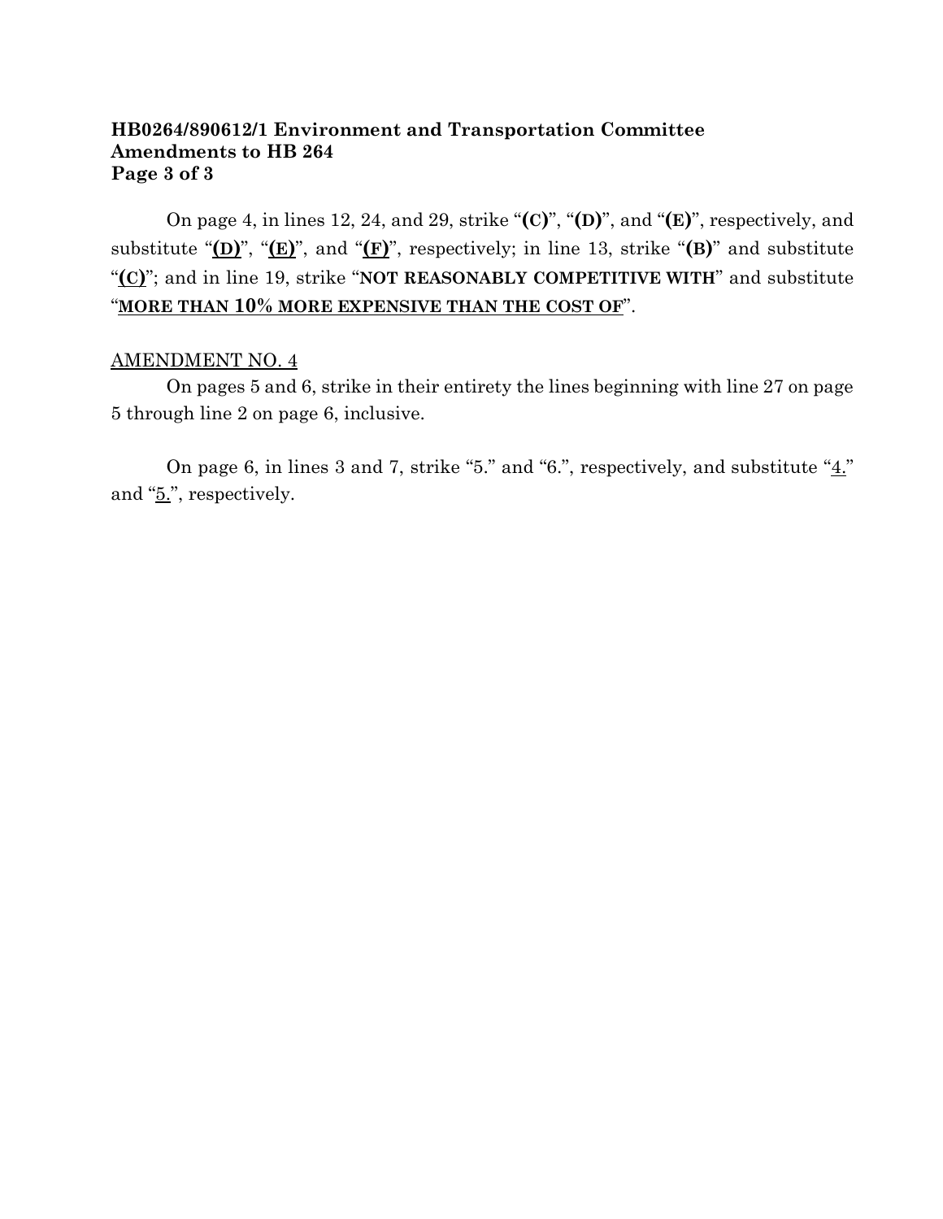**HB0264/890612/1 Environment and Transportation Committee**
**Amendments to HB 264**

On page 4, in lines 12, 24, and 29, strike "**(C)**", "**(D)**", and "**(E)**", respectively, and substitute "<u>**(D)**</u>", "<u>**(E)**</u>", and "<u>**(F)**</u>", respectively; in line 13, strike "**(B)**" and substitute "<u>**(C)**</u>"; and in line 19, strike "**NOT REASONABLY COMPETITIVE WITH**" and substitute "<u>**MORE THAN 10% MORE EXPENSIVE THAN THE COST OF**</u>".

<u>AMENDMENT NO. 4</u>

On pages 5 and 6, strike in their entirety the lines beginning with line 27 on page 5 through line 2 on page 6, inclusive.

On page 6, in lines 3 and 7, strike "5." and "6.", respectively, and substitute "<u>4.</u>" and "<u>5.</u>", respectively.